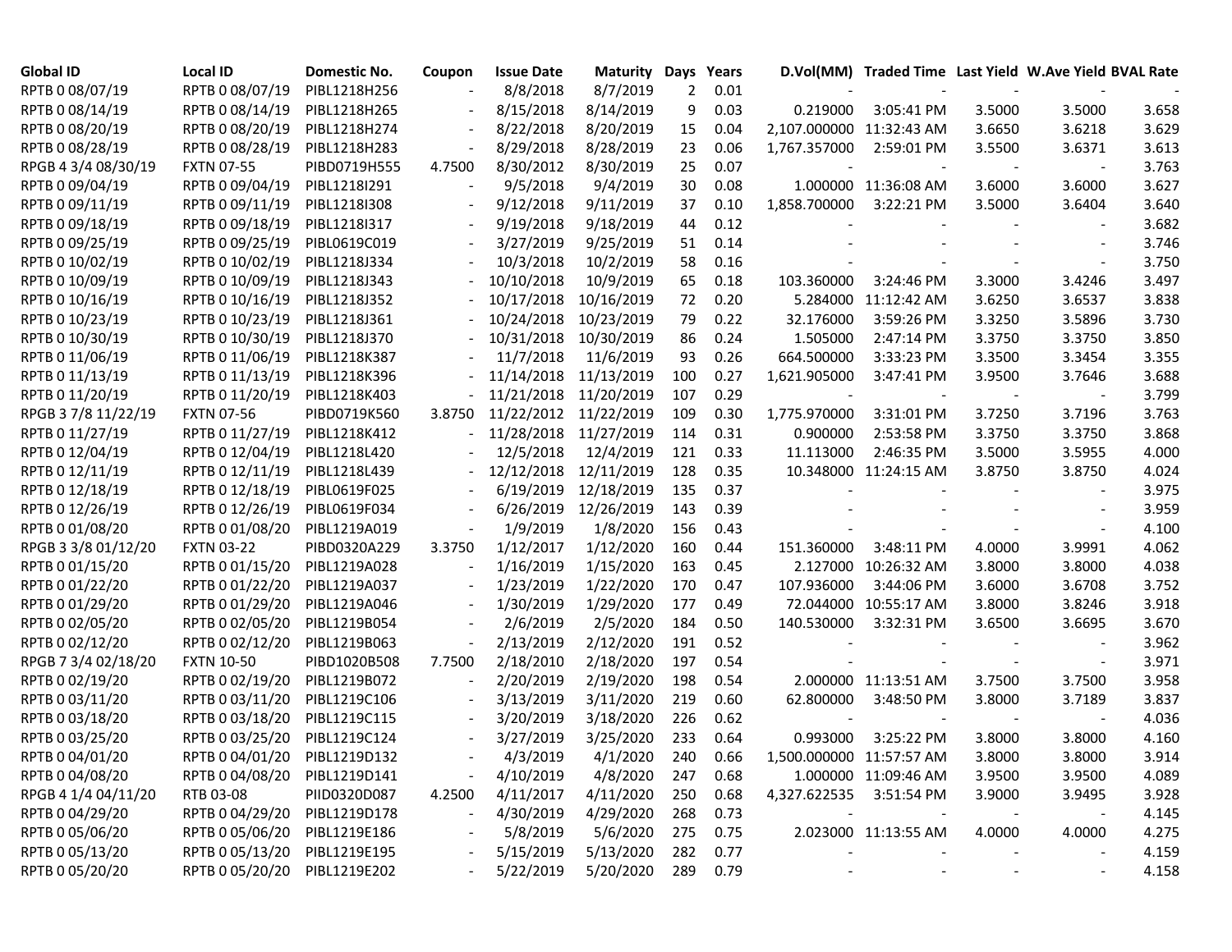| Global ID | Local ID | Domestic No. | Coupon | Issue Date | Maturity | Days | Years | D.Vol(MM) | Traded Time | Last Yield | W.Ave Yield | BVAL Rate |
|---|---|---|---|---|---|---|---|---|---|---|---|---|
| RPTB 0 08/07/19 | RPTB 0 08/07/19 | PIBL1218H256 | - | 8/8/2018 | 8/7/2019 | 2 | 0.01 | - | - | - | - | - |
| RPTB 0 08/14/19 | RPTB 0 08/14/19 | PIBL1218H265 | - | 8/15/2018 | 8/14/2019 | 9 | 0.03 | 0.219000 | 3:05:41 PM | 3.5000 | 3.5000 | 3.658 |
| RPTB 0 08/20/19 | RPTB 0 08/20/19 | PIBL1218H274 | - | 8/22/2018 | 8/20/2019 | 15 | 0.04 | 2,107.000000 | 11:32:43 AM | 3.6650 | 3.6218 | 3.629 |
| RPTB 0 08/28/19 | RPTB 0 08/28/19 | PIBL1218H283 | - | 8/29/2018 | 8/28/2019 | 23 | 0.06 | 1,767.357000 | 2:59:01 PM | 3.5500 | 3.6371 | 3.613 |
| RPGB 4 3/4 08/30/19 | FXTN 07-55 | PIBD0719H555 | 4.7500 | 8/30/2012 | 8/30/2019 | 25 | 0.07 | - | - | - | - | 3.763 |
| RPTB 0 09/04/19 | RPTB 0 09/04/19 | PIBL1218I291 | - | 9/5/2018 | 9/4/2019 | 30 | 0.08 | 1.000000 | 11:36:08 AM | 3.6000 | 3.6000 | 3.627 |
| RPTB 0 09/11/19 | RPTB 0 09/11/19 | PIBL1218I308 | - | 9/12/2018 | 9/11/2019 | 37 | 0.10 | 1,858.700000 | 3:22:21 PM | 3.5000 | 3.6404 | 3.640 |
| RPTB 0 09/18/19 | RPTB 0 09/18/19 | PIBL1218I317 | - | 9/19/2018 | 9/18/2019 | 44 | 0.12 | - | - | - | - | 3.682 |
| RPTB 0 09/25/19 | RPTB 0 09/25/19 | PIBL0619C019 | - | 3/27/2019 | 9/25/2019 | 51 | 0.14 | - | - | - | - | 3.746 |
| RPTB 0 10/02/19 | RPTB 0 10/02/19 | PIBL1218J334 | - | 10/3/2018 | 10/2/2019 | 58 | 0.16 | - | - | - | - | 3.750 |
| RPTB 0 10/09/19 | RPTB 0 10/09/19 | PIBL1218J343 | - | 10/10/2018 | 10/9/2019 | 65 | 0.18 | 103.360000 | 3:24:46 PM | 3.3000 | 3.4246 | 3.497 |
| RPTB 0 10/16/19 | RPTB 0 10/16/19 | PIBL1218J352 | - | 10/17/2018 | 10/16/2019 | 72 | 0.20 | 5.284000 | 11:12:42 AM | 3.6250 | 3.6537 | 3.838 |
| RPTB 0 10/23/19 | RPTB 0 10/23/19 | PIBL1218J361 | - | 10/24/2018 | 10/23/2019 | 79 | 0.22 | 32.176000 | 3:59:26 PM | 3.3250 | 3.5896 | 3.730 |
| RPTB 0 10/30/19 | RPTB 0 10/30/19 | PIBL1218J370 | - | 10/31/2018 | 10/30/2019 | 86 | 0.24 | 1.505000 | 2:47:14 PM | 3.3750 | 3.3750 | 3.850 |
| RPTB 0 11/06/19 | RPTB 0 11/06/19 | PIBL1218K387 | - | 11/7/2018 | 11/6/2019 | 93 | 0.26 | 664.500000 | 3:33:23 PM | 3.3500 | 3.3454 | 3.355 |
| RPTB 0 11/13/19 | RPTB 0 11/13/19 | PIBL1218K396 | - | 11/14/2018 | 11/13/2019 | 100 | 0.27 | 1,621.905000 | 3:47:41 PM | 3.9500 | 3.7646 | 3.688 |
| RPTB 0 11/20/19 | RPTB 0 11/20/19 | PIBL1218K403 | - | 11/21/2018 | 11/20/2019 | 107 | 0.29 | - | - | - | - | 3.799 |
| RPGB 3 7/8 11/22/19 | FXTN 07-56 | PIBD0719K560 | 3.8750 | 11/22/2012 | 11/22/2019 | 109 | 0.30 | 1,775.970000 | 3:31:01 PM | 3.7250 | 3.7196 | 3.763 |
| RPTB 0 11/27/19 | RPTB 0 11/27/19 | PIBL1218K412 | - | 11/28/2018 | 11/27/2019 | 114 | 0.31 | 0.900000 | 2:53:58 PM | 3.3750 | 3.3750 | 3.868 |
| RPTB 0 12/04/19 | RPTB 0 12/04/19 | PIBL1218L420 | - | 12/5/2018 | 12/4/2019 | 121 | 0.33 | 11.113000 | 2:46:35 PM | 3.5000 | 3.5955 | 4.000 |
| RPTB 0 12/11/19 | RPTB 0 12/11/19 | PIBL1218L439 | - | 12/12/2018 | 12/11/2019 | 128 | 0.35 | 10.348000 | 11:24:15 AM | 3.8750 | 3.8750 | 4.024 |
| RPTB 0 12/18/19 | RPTB 0 12/18/19 | PIBL0619F025 | - | 6/19/2019 | 12/18/2019 | 135 | 0.37 | - | - | - | - | 3.975 |
| RPTB 0 12/26/19 | RPTB 0 12/26/19 | PIBL0619F034 | - | 6/26/2019 | 12/26/2019 | 143 | 0.39 | - | - | - | - | 3.959 |
| RPTB 0 01/08/20 | RPTB 0 01/08/20 | PIBL1219A019 | - | 1/9/2019 | 1/8/2020 | 156 | 0.43 | - | - | - | - | 4.100 |
| RPGB 3 3/8 01/12/20 | FXTN 03-22 | PIBD0320A229 | 3.3750 | 1/12/2017 | 1/12/2020 | 160 | 0.44 | 151.360000 | 3:48:11 PM | 4.0000 | 3.9991 | 4.062 |
| RPTB 0 01/15/20 | RPTB 0 01/15/20 | PIBL1219A028 | - | 1/16/2019 | 1/15/2020 | 163 | 0.45 | 2.127000 | 10:26:32 AM | 3.8000 | 3.8000 | 4.038 |
| RPTB 0 01/22/20 | RPTB 0 01/22/20 | PIBL1219A037 | - | 1/23/2019 | 1/22/2020 | 170 | 0.47 | 107.936000 | 3:44:06 PM | 3.6000 | 3.6708 | 3.752 |
| RPTB 0 01/29/20 | RPTB 0 01/29/20 | PIBL1219A046 | - | 1/30/2019 | 1/29/2020 | 177 | 0.49 | 72.044000 | 10:55:17 AM | 3.8000 | 3.8246 | 3.918 |
| RPTB 0 02/05/20 | RPTB 0 02/05/20 | PIBL1219B054 | - | 2/6/2019 | 2/5/2020 | 184 | 0.50 | 140.530000 | 3:32:31 PM | 3.6500 | 3.6695 | 3.670 |
| RPTB 0 02/12/20 | RPTB 0 02/12/20 | PIBL1219B063 | - | 2/13/2019 | 2/12/2020 | 191 | 0.52 | - | - | - | - | 3.962 |
| RPGB 7 3/4 02/18/20 | FXTN 10-50 | PIBD1020B508 | 7.7500 | 2/18/2010 | 2/18/2020 | 197 | 0.54 | - | - | - | - | 3.971 |
| RPTB 0 02/19/20 | RPTB 0 02/19/20 | PIBL1219B072 | - | 2/20/2019 | 2/19/2020 | 198 | 0.54 | 2.000000 | 11:13:51 AM | 3.7500 | 3.7500 | 3.958 |
| RPTB 0 03/11/20 | RPTB 0 03/11/20 | PIBL1219C106 | - | 3/13/2019 | 3/11/2020 | 219 | 0.60 | 62.800000 | 3:48:50 PM | 3.8000 | 3.7189 | 3.837 |
| RPTB 0 03/18/20 | RPTB 0 03/18/20 | PIBL1219C115 | - | 3/20/2019 | 3/18/2020 | 226 | 0.62 | - | - | - | - | 4.036 |
| RPTB 0 03/25/20 | RPTB 0 03/25/20 | PIBL1219C124 | - | 3/27/2019 | 3/25/2020 | 233 | 0.64 | 0.993000 | 3:25:22 PM | 3.8000 | 3.8000 | 4.160 |
| RPTB 0 04/01/20 | RPTB 0 04/01/20 | PIBL1219D132 | - | 4/3/2019 | 4/1/2020 | 240 | 0.66 | 1,500.000000 | 11:57:57 AM | 3.8000 | 3.8000 | 3.914 |
| RPTB 0 04/08/20 | RPTB 0 04/08/20 | PIBL1219D141 | - | 4/10/2019 | 4/8/2020 | 247 | 0.68 | 1.000000 | 11:09:46 AM | 3.9500 | 3.9500 | 4.089 |
| RPGB 4 1/4 04/11/20 | RTB 03-08 | PIID0320D087 | 4.2500 | 4/11/2017 | 4/11/2020 | 250 | 0.68 | 4,327.622535 | 3:51:54 PM | 3.9000 | 3.9495 | 3.928 |
| RPTB 0 04/29/20 | RPTB 0 04/29/20 | PIBL1219D178 | - | 4/30/2019 | 4/29/2020 | 268 | 0.73 | - | - | - | - | 4.145 |
| RPTB 0 05/06/20 | RPTB 0 05/06/20 | PIBL1219E186 | - | 5/8/2019 | 5/6/2020 | 275 | 0.75 | 2.023000 | 11:13:55 AM | 4.0000 | 4.0000 | 4.275 |
| RPTB 0 05/13/20 | RPTB 0 05/13/20 | PIBL1219E195 | - | 5/15/2019 | 5/13/2020 | 282 | 0.77 | - | - | - | - | 4.159 |
| RPTB 0 05/20/20 | RPTB 0 05/20/20 | PIBL1219E202 | - | 5/22/2019 | 5/20/2020 | 289 | 0.79 | - | - | - | - | 4.158 |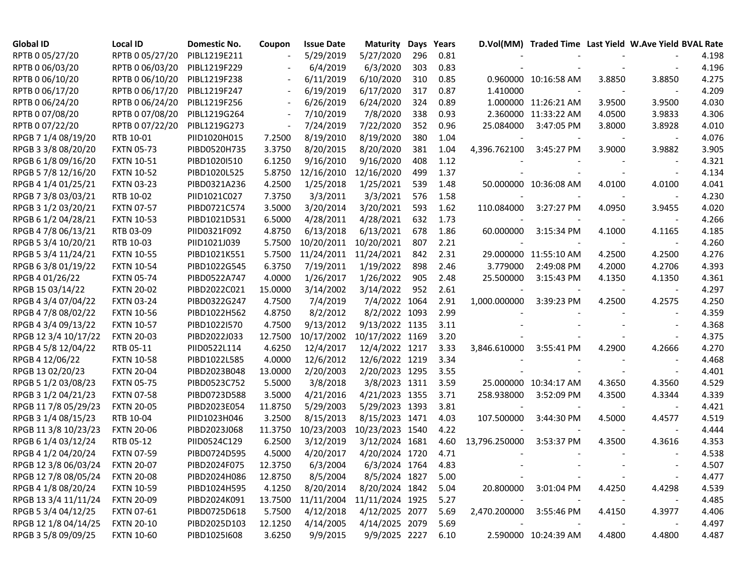| Global ID | Local ID | Domestic No. | Coupon | Issue Date | Maturity | Days | Years | D.Vol(MM) | Traded Time | Last Yield | W.Ave Yield | BVAL Rate |
|---|---|---|---|---|---|---|---|---|---|---|---|---|
| RPTB 0 05/27/20 | RPTB 0 05/27/20 | PIBL1219E211 | - | 5/29/2019 | 5/27/2020 | 296 | 0.81 | - | - | - | - | 4.198 |
| RPTB 0 06/03/20 | RPTB 0 06/03/20 | PIBL1219F229 | - | 6/4/2019 | 6/3/2020 | 303 | 0.83 | - | - | - | - | 4.196 |
| RPTB 0 06/10/20 | RPTB 0 06/10/20 | PIBL1219F238 | - | 6/11/2019 | 6/10/2020 | 310 | 0.85 | 0.960000 | 10:16:58 AM | 3.8850 | 3.8850 | 4.275 |
| RPTB 0 06/17/20 | RPTB 0 06/17/20 | PIBL1219F247 | - | 6/19/2019 | 6/17/2020 | 317 | 0.87 | 1.410000 | - | - | - | 4.209 |
| RPTB 0 06/24/20 | RPTB 0 06/24/20 | PIBL1219F256 | - | 6/26/2019 | 6/24/2020 | 324 | 0.89 | 1.000000 | 11:26:21 AM | 3.9500 | 3.9500 | 4.030 |
| RPTB 0 07/08/20 | RPTB 0 07/08/20 | PIBL1219G264 | - | 7/10/2019 | 7/8/2020 | 338 | 0.93 | 2.360000 | 11:33:22 AM | 4.0500 | 3.9833 | 4.306 |
| RPTB 0 07/22/20 | RPTB 0 07/22/20 | PIBL1219G273 | - | 7/24/2019 | 7/22/2020 | 352 | 0.96 | 25.084000 | 3:47:05 PM | 3.8000 | 3.8928 | 4.010 |
| RPGB 7 1/4 08/19/20 | RTB 10-01 | PIID1020H015 | 7.2500 | 8/19/2010 | 8/19/2020 | 380 | 1.04 | - | - | - | - | 4.076 |
| RPGB 3 3/8 08/20/20 | FXTN 05-73 | PIBD0520H735 | 3.3750 | 8/20/2015 | 8/20/2020 | 381 | 1.04 | 4,396.762100 | 3:45:27 PM | 3.9000 | 3.9882 | 3.905 |
| RPGB 6 1/8 09/16/20 | FXTN 10-51 | PIBD1020I510 | 6.1250 | 9/16/2010 | 9/16/2020 | 408 | 1.12 | - | - | - | - | 4.321 |
| RPGB 5 7/8 12/16/20 | FXTN 10-52 | PIBD1020L525 | 5.8750 | 12/16/2010 | 12/16/2020 | 499 | 1.37 | - | - | - | - | 4.134 |
| RPGB 4 1/4 01/25/21 | FXTN 03-23 | PIBD0321A236 | 4.2500 | 1/25/2018 | 1/25/2021 | 539 | 1.48 | 50.000000 | 10:36:08 AM | 4.0100 | 4.0100 | 4.041 |
| RPGB 7 3/8 03/03/21 | RTB 10-02 | PIID1021C027 | 7.3750 | 3/3/2011 | 3/3/2021 | 576 | 1.58 | - | - | - | - | 4.230 |
| RPGB 3 1/2 03/20/21 | FXTN 07-57 | PIBD0721C574 | 3.5000 | 3/20/2014 | 3/20/2021 | 593 | 1.62 | 110.084000 | 3:27:27 PM | 4.0950 | 3.9455 | 4.020 |
| RPGB 6 1/2 04/28/21 | FXTN 10-53 | PIBD1021D531 | 6.5000 | 4/28/2011 | 4/28/2021 | 632 | 1.73 | - | - | - | - | 4.266 |
| RPGB 4 7/8 06/13/21 | RTB 03-09 | PIID0321F092 | 4.8750 | 6/13/2018 | 6/13/2021 | 678 | 1.86 | 60.000000 | 3:15:34 PM | 4.1000 | 4.1165 | 4.185 |
| RPGB 5 3/4 10/20/21 | RTB 10-03 | PIID1021J039 | 5.7500 | 10/20/2011 | 10/20/2021 | 807 | 2.21 | - | - | - | - | 4.260 |
| RPGB 5 3/4 11/24/21 | FXTN 10-55 | PIBD1021K551 | 5.7500 | 11/24/2011 | 11/24/2021 | 842 | 2.31 | 29.000000 | 11:55:10 AM | 4.2500 | 4.2500 | 4.276 |
| RPGB 6 3/8 01/19/22 | FXTN 10-54 | PIBD1022G545 | 6.3750 | 7/19/2011 | 1/19/2022 | 898 | 2.46 | 3.779000 | 2:49:08 PM | 4.2000 | 4.2706 | 4.393 |
| RPGB 4 01/26/22 | FXTN 05-74 | PIBD0522A747 | 4.0000 | 1/26/2017 | 1/26/2022 | 905 | 2.48 | 25.500000 | 3:15:43 PM | 4.1350 | 4.1350 | 4.361 |
| RPGB 15 03/14/22 | FXTN 20-02 | PIBD2022C021 | 15.0000 | 3/14/2002 | 3/14/2022 | 952 | 2.61 | - | - | - | - | 4.297 |
| RPGB 4 3/4 07/04/22 | FXTN 03-24 | PIBD0322G247 | 4.7500 | 7/4/2019 | 7/4/2022 | 1064 | 2.91 | 1,000.000000 | 3:39:23 PM | 4.2500 | 4.2575 | 4.250 |
| RPGB 4 7/8 08/02/22 | FXTN 10-56 | PIBD1022H562 | 4.8750 | 8/2/2012 | 8/2/2022 | 1093 | 2.99 | - | - | - | - | 4.359 |
| RPGB 4 3/4 09/13/22 | FXTN 10-57 | PIBD1022I570 | 4.7500 | 9/13/2012 | 9/13/2022 | 1135 | 3.11 | - | - | - | - | 4.368 |
| RPGB 12 3/4 10/17/22 | FXTN 20-03 | PIBD2022J033 | 12.7500 | 10/17/2002 | 10/17/2022 | 1169 | 3.20 | - | - | - | - | 4.375 |
| RPGB 4 5/8 12/04/22 | RTB 05-11 | PIID0522L114 | 4.6250 | 12/4/2017 | 12/4/2022 | 1217 | 3.33 | 3,846.610000 | 3:55:41 PM | 4.2900 | 4.2666 | 4.270 |
| RPGB 4 12/06/22 | FXTN 10-58 | PIBD1022L585 | 4.0000 | 12/6/2012 | 12/6/2022 | 1219 | 3.34 | - | - | - | - | 4.468 |
| RPGB 13 02/20/23 | FXTN 20-04 | PIBD2023B048 | 13.0000 | 2/20/2003 | 2/20/2023 | 1295 | 3.55 | - | - | - | - | 4.401 |
| RPGB 5 1/2 03/08/23 | FXTN 05-75 | PIBD0523C752 | 5.5000 | 3/8/2018 | 3/8/2023 | 1311 | 3.59 | 25.000000 | 10:34:17 AM | 4.3650 | 4.3560 | 4.529 |
| RPGB 3 1/2 04/21/23 | FXTN 07-58 | PIBD0723D588 | 3.5000 | 4/21/2016 | 4/21/2023 | 1355 | 3.71 | 258.938000 | 3:52:09 PM | 4.3500 | 4.3344 | 4.339 |
| RPGB 11 7/8 05/29/23 | FXTN 20-05 | PIBD2023E054 | 11.8750 | 5/29/2003 | 5/29/2023 | 1393 | 3.81 | - | - | - | - | 4.421 |
| RPGB 3 1/4 08/15/23 | RTB 10-04 | PIID1023H046 | 3.2500 | 8/15/2013 | 8/15/2023 | 1471 | 4.03 | 107.500000 | 3:44:30 PM | 4.5000 | 4.4577 | 4.519 |
| RPGB 11 3/8 10/23/23 | FXTN 20-06 | PIBD2023J068 | 11.3750 | 10/23/2003 | 10/23/2023 | 1540 | 4.22 | - | - | - | - | 4.444 |
| RPGB 6 1/4 03/12/24 | RTB 05-12 | PIID0524C129 | 6.2500 | 3/12/2019 | 3/12/2024 | 1681 | 4.60 | 13,796.250000 | 3:53:37 PM | 4.3500 | 4.3616 | 4.353 |
| RPGB 4 1/2 04/20/24 | FXTN 07-59 | PIBD0724D595 | 4.5000 | 4/20/2017 | 4/20/2024 | 1720 | 4.71 | - | - | - | - | 4.538 |
| RPGB 12 3/8 06/03/24 | FXTN 20-07 | PIBD2024F075 | 12.3750 | 6/3/2004 | 6/3/2024 | 1764 | 4.83 | - | - | - | - | 4.507 |
| RPGB 12 7/8 08/05/24 | FXTN 20-08 | PIBD2024H086 | 12.8750 | 8/5/2004 | 8/5/2024 | 1827 | 5.00 | - | - | - | - | 4.477 |
| RPGB 4 1/8 08/20/24 | FXTN 10-59 | PIBD1024H595 | 4.1250 | 8/20/2014 | 8/20/2024 | 1842 | 5.04 | 20.800000 | 3:01:04 PM | 4.4250 | 4.4298 | 4.539 |
| RPGB 13 3/4 11/11/24 | FXTN 20-09 | PIBD2024K091 | 13.7500 | 11/11/2004 | 11/11/2024 | 1925 | 5.27 | - | - | - | - | 4.485 |
| RPGB 5 3/4 04/12/25 | FXTN 07-61 | PIBD0725D618 | 5.7500 | 4/12/2018 | 4/12/2025 | 2077 | 5.69 | 2,470.200000 | 3:55:46 PM | 4.4150 | 4.3977 | 4.406 |
| RPGB 12 1/8 04/14/25 | FXTN 20-10 | PIBD2025D103 | 12.1250 | 4/14/2005 | 4/14/2025 | 2079 | 5.69 | - | - | - | - | 4.497 |
| RPGB 3 5/8 09/09/25 | FXTN 10-60 | PIBD1025I608 | 3.6250 | 9/9/2015 | 9/9/2025 | 2227 | 6.10 | 2.590000 | 10:24:39 AM | 4.4800 | 4.4800 | 4.487 |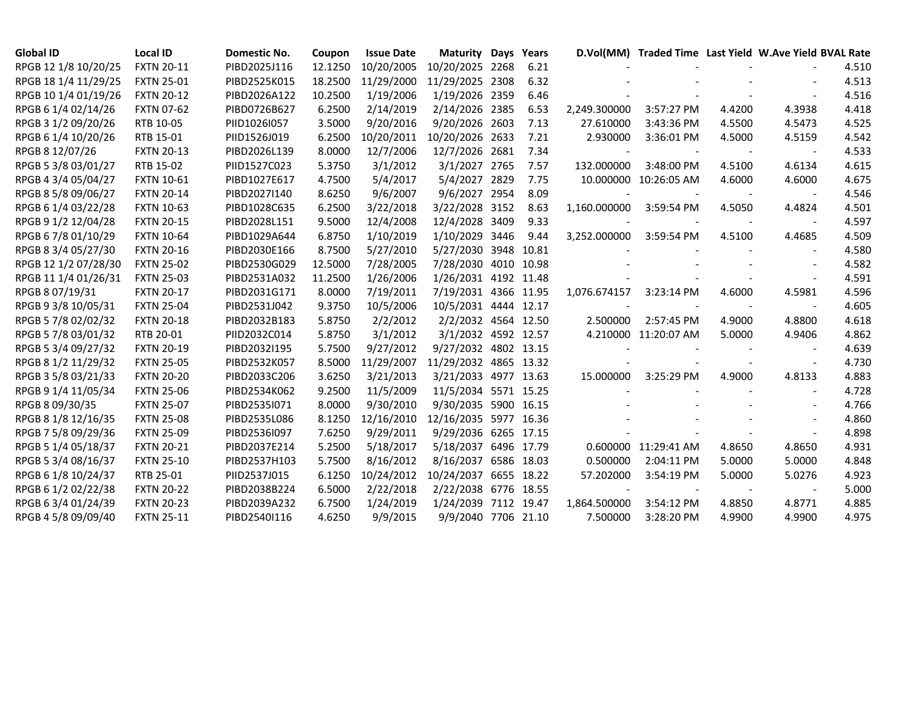| Global ID | Local ID | Domestic No. | Coupon | Issue Date | Maturity | Days | Years | D.Vol(MM) | Traded Time | Last Yield | W.Ave Yield | BVAL Rate |
|---|---|---|---|---|---|---|---|---|---|---|---|---|
| RPGB 12 1/8 10/20/25 | FXTN 20-11 | PIBD2025J116 | 12.1250 | 10/20/2005 | 10/20/2025 | 2268 | 6.21 | - | - | - | - | 4.510 |
| RPGB 18 1/4 11/29/25 | FXTN 25-01 | PIBD2525K015 | 18.2500 | 11/29/2000 | 11/29/2025 | 2308 | 6.32 | - | - | - | - | 4.513 |
| RPGB 10 1/4 01/19/26 | FXTN 20-12 | PIBD2026A122 | 10.2500 | 1/19/2006 | 1/19/2026 | 2359 | 6.46 | - | - | - | - | 4.516 |
| RPGB 6 1/4 02/14/26 | FXTN 07-62 | PIBD0726B627 | 6.2500 | 2/14/2019 | 2/14/2026 | 2385 | 6.53 | 2,249.300000 | 3:57:27 PM | 4.4200 | 4.3938 | 4.418 |
| RPGB 3 1/2 09/20/26 | RTB 10-05 | PIID1026I057 | 3.5000 | 9/20/2016 | 9/20/2026 | 2603 | 7.13 | 27.610000 | 3:43:36 PM | 4.5500 | 4.5473 | 4.525 |
| RPGB 6 1/4 10/20/26 | RTB 15-01 | PIID1526J019 | 6.2500 | 10/20/2011 | 10/20/2026 | 2633 | 7.21 | 2.930000 | 3:36:01 PM | 4.5000 | 4.5159 | 4.542 |
| RPGB 8 12/07/26 | FXTN 20-13 | PIBD2026L139 | 8.0000 | 12/7/2006 | 12/7/2026 | 2681 | 7.34 | - | - | - | - | 4.533 |
| RPGB 5 3/8 03/01/27 | RTB 15-02 | PIID1527C023 | 5.3750 | 3/1/2012 | 3/1/2027 | 2765 | 7.57 | 132.000000 | 3:48:00 PM | 4.5100 | 4.6134 | 4.615 |
| RPGB 4 3/4 05/04/27 | FXTN 10-61 | PIBD1027E617 | 4.7500 | 5/4/2017 | 5/4/2027 | 2829 | 7.75 | 10.000000 | 10:26:05 AM | 4.6000 | 4.6000 | 4.675 |
| RPGB 8 5/8 09/06/27 | FXTN 20-14 | PIBD2027I140 | 8.6250 | 9/6/2007 | 9/6/2027 | 2954 | 8.09 | - | - | - | - | 4.546 |
| RPGB 6 1/4 03/22/28 | FXTN 10-63 | PIBD1028C635 | 6.2500 | 3/22/2018 | 3/22/2028 | 3152 | 8.63 | 1,160.000000 | 3:59:54 PM | 4.5050 | 4.4824 | 4.501 |
| RPGB 9 1/2 12/04/28 | FXTN 20-15 | PIBD2028L151 | 9.5000 | 12/4/2008 | 12/4/2028 | 3409 | 9.33 | - | - | - | - | 4.597 |
| RPGB 6 7/8 01/10/29 | FXTN 10-64 | PIBD1029A644 | 6.8750 | 1/10/2019 | 1/10/2029 | 3446 | 9.44 | 3,252.000000 | 3:59:54 PM | 4.5100 | 4.4685 | 4.509 |
| RPGB 8 3/4 05/27/30 | FXTN 20-16 | PIBD2030E166 | 8.7500 | 5/27/2010 | 5/27/2030 | 3948 | 10.81 | - | - | - | - | 4.580 |
| RPGB 12 1/2 07/28/30 | FXTN 25-02 | PIBD2530G029 | 12.5000 | 7/28/2005 | 7/28/2030 | 4010 | 10.98 | - | - | - | - | 4.582 |
| RPGB 11 1/4 01/26/31 | FXTN 25-03 | PIBD2531A032 | 11.2500 | 1/26/2006 | 1/26/2031 | 4192 | 11.48 | - | - | - | - | 4.591 |
| RPGB 8 07/19/31 | FXTN 20-17 | PIBD2031G171 | 8.0000 | 7/19/2011 | 7/19/2031 | 4366 | 11.95 | 1,076.674157 | 3:23:14 PM | 4.6000 | 4.5981 | 4.596 |
| RPGB 9 3/8 10/05/31 | FXTN 25-04 | PIBD2531J042 | 9.3750 | 10/5/2006 | 10/5/2031 | 4444 | 12.17 | - | - | - | - | 4.605 |
| RPGB 5 7/8 02/02/32 | FXTN 20-18 | PIBD2032B183 | 5.8750 | 2/2/2012 | 2/2/2032 | 4564 | 12.50 | 2.500000 | 2:57:45 PM | 4.9000 | 4.8800 | 4.618 |
| RPGB 5 7/8 03/01/32 | RTB 20-01 | PIID2032C014 | 5.8750 | 3/1/2012 | 3/1/2032 | 4592 | 12.57 | 4.210000 | 11:20:07 AM | 5.0000 | 4.9406 | 4.862 |
| RPGB 5 3/4 09/27/32 | FXTN 20-19 | PIBD2032I195 | 5.7500 | 9/27/2012 | 9/27/2032 | 4802 | 13.15 | - | - | - | - | 4.639 |
| RPGB 8 1/2 11/29/32 | FXTN 25-05 | PIBD2532K057 | 8.5000 | 11/29/2007 | 11/29/2032 | 4865 | 13.32 | - | - | - | - | 4.730 |
| RPGB 3 5/8 03/21/33 | FXTN 20-20 | PIBD2033C206 | 3.6250 | 3/21/2013 | 3/21/2033 | 4977 | 13.63 | 15.000000 | 3:25:29 PM | 4.9000 | 4.8133 | 4.883 |
| RPGB 9 1/4 11/05/34 | FXTN 25-06 | PIBD2534K062 | 9.2500 | 11/5/2009 | 11/5/2034 | 5571 | 15.25 | - | - | - | - | 4.728 |
| RPGB 8 09/30/35 | FXTN 25-07 | PIBD2535I071 | 8.0000 | 9/30/2010 | 9/30/2035 | 5900 | 16.15 | - | - | - | - | 4.766 |
| RPGB 8 1/8 12/16/35 | FXTN 25-08 | PIBD2535L086 | 8.1250 | 12/16/2010 | 12/16/2035 | 5977 | 16.36 | - | - | - | - | 4.860 |
| RPGB 7 5/8 09/29/36 | FXTN 25-09 | PIBD2536I097 | 7.6250 | 9/29/2011 | 9/29/2036 | 6265 | 17.15 | - | - | - | - | 4.898 |
| RPGB 5 1/4 05/18/37 | FXTN 20-21 | PIBD2037E214 | 5.2500 | 5/18/2017 | 5/18/2037 | 6496 | 17.79 | 0.600000 | 11:29:41 AM | 4.8650 | 4.8650 | 4.931 |
| RPGB 5 3/4 08/16/37 | FXTN 25-10 | PIBD2537H103 | 5.7500 | 8/16/2012 | 8/16/2037 | 6586 | 18.03 | 0.500000 | 2:04:11 PM | 5.0000 | 5.0000 | 4.848 |
| RPGB 6 1/8 10/24/37 | RTB 25-01 | PIID2537J015 | 6.1250 | 10/24/2012 | 10/24/2037 | 6655 | 18.22 | 57.202000 | 3:54:19 PM | 5.0000 | 5.0276 | 4.923 |
| RPGB 6 1/2 02/22/38 | FXTN 20-22 | PIBD2038B224 | 6.5000 | 2/22/2018 | 2/22/2038 | 6776 | 18.55 | - | - | - | - | 5.000 |
| RPGB 6 3/4 01/24/39 | FXTN 20-23 | PIBD2039A232 | 6.7500 | 1/24/2019 | 1/24/2039 | 7112 | 19.47 | 1,864.500000 | 3:54:12 PM | 4.8850 | 4.8771 | 4.885 |
| RPGB 4 5/8 09/09/40 | FXTN 25-11 | PIBD2540I116 | 4.6250 | 9/9/2015 | 9/9/2040 | 7706 | 21.10 | 7.500000 | 3:28:20 PM | 4.9900 | 4.9900 | 4.975 |